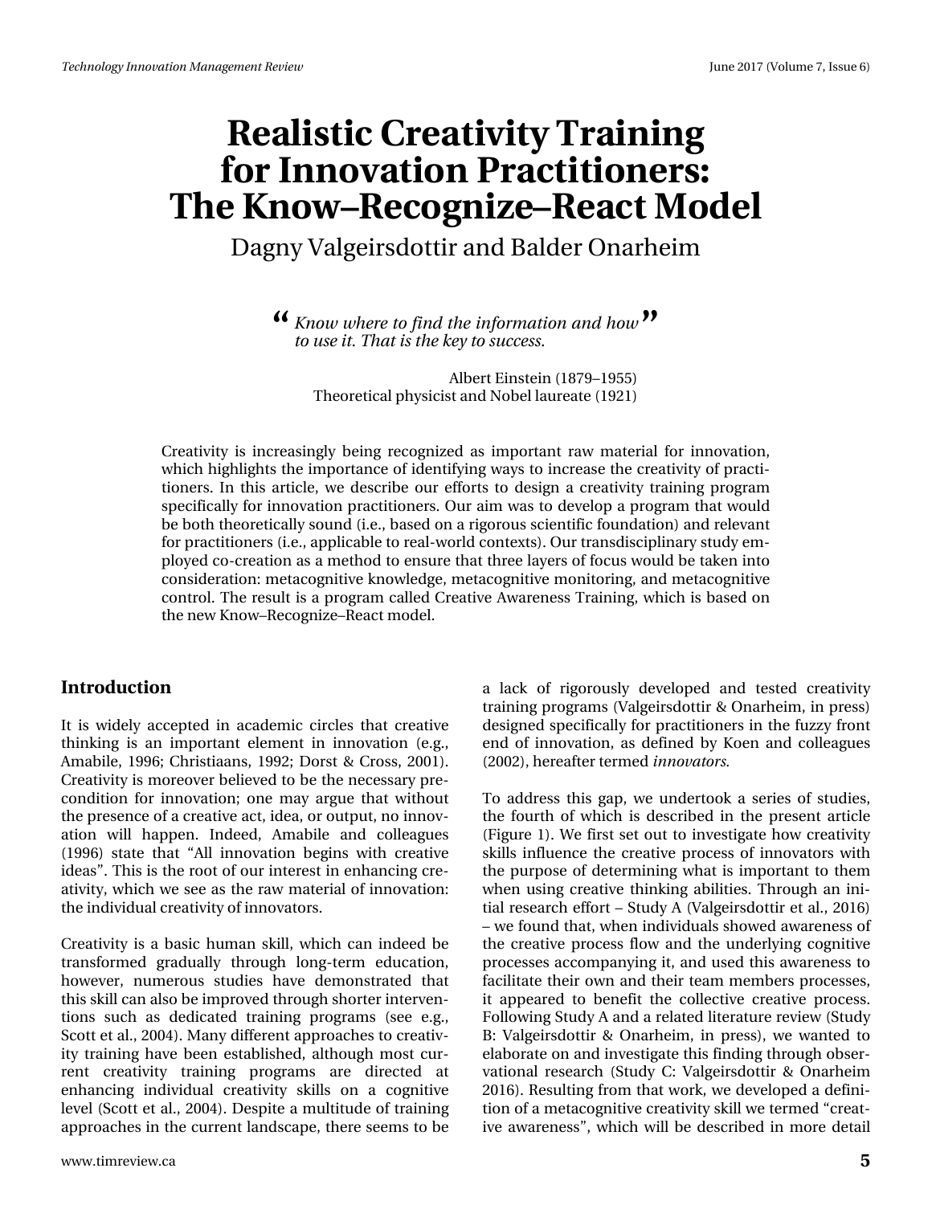# Realistic Creativity Training for Innovation Practitioners: The Know–Recognize–React Model

Dagny Valgeirsdottir and Balder Onarheim

> *Know where to find the information and how to use it. That is the key to success.*
>
> Albert Einstein (1879–1955)
> Theoretical physicist and Nobel laureate (1921)

Creativity is increasingly being recognized as important raw material for innovation, which highlights the importance of identifying ways to increase the creativity of practitioners. In this article, we describe our efforts to design a creativity training program specifically for innovation practitioners. Our aim was to develop a program that would be both theoretically sound (i.e., based on a rigorous scientific foundation) and relevant for practitioners (i.e., applicable to real-world contexts). Our transdisciplinary study employed co-creation as a method to ensure that three layers of focus would be taken into consideration: metacognitive knowledge, metacognitive monitoring, and metacognitive control. The result is a program called Creative Awareness Training, which is based on the new Know–Recognize–React model.

## Introduction

It is widely accepted in academic circles that creative thinking is an important element in innovation (e.g., Amabile, 1996; Christiaans, 1992; Dorst & Cross, 2001). Creativity is moreover believed to be the necessary precondition for innovation; one may argue that without the presence of a creative act, idea, or output, no innovation will happen. Indeed, Amabile and colleagues (1996) state that "All innovation begins with creative ideas". This is the root of our interest in enhancing creativity, which we see as the raw material of innovation: the individual creativity of innovators.

Creativity is a basic human skill, which can indeed be transformed gradually through long-term education, however, numerous studies have demonstrated that this skill can also be improved through shorter interventions such as dedicated training programs (see e.g., Scott et al., 2004). Many different approaches to creativity training have been established, although most current creativity training programs are directed at enhancing individual creativity skills on a cognitive level (Scott et al., 2004). Despite a multitude of training approaches in the current landscape, there seems to be a lack of rigorously developed and tested creativity training programs (Valgeirsdottir & Onarheim, in press) designed specifically for practitioners in the fuzzy front end of innovation, as defined by Koen and colleagues (2002), hereafter termed *innovators.*

To address this gap, we undertook a series of studies, the fourth of which is described in the present article (Figure 1). We first set out to investigate how creativity skills influence the creative process of innovators with the purpose of determining what is important to them when using creative thinking abilities. Through an initial research effort – Study A (Valgeirsdottir et al., 2016) – we found that, when individuals showed awareness of the creative process flow and the underlying cognitive processes accompanying it, and used this awareness to facilitate their own and their team members processes, it appeared to benefit the collective creative process. Following Study A and a related literature review (Study B: Valgeirsdottir & Onarheim, in press), we wanted to elaborate on and investigate this finding through observational research (Study C: Valgeirsdottir & Onarheim 2016). Resulting from that work, we developed a definition of a metacognitive creativity skill we termed "creative awareness", which will be described in more detail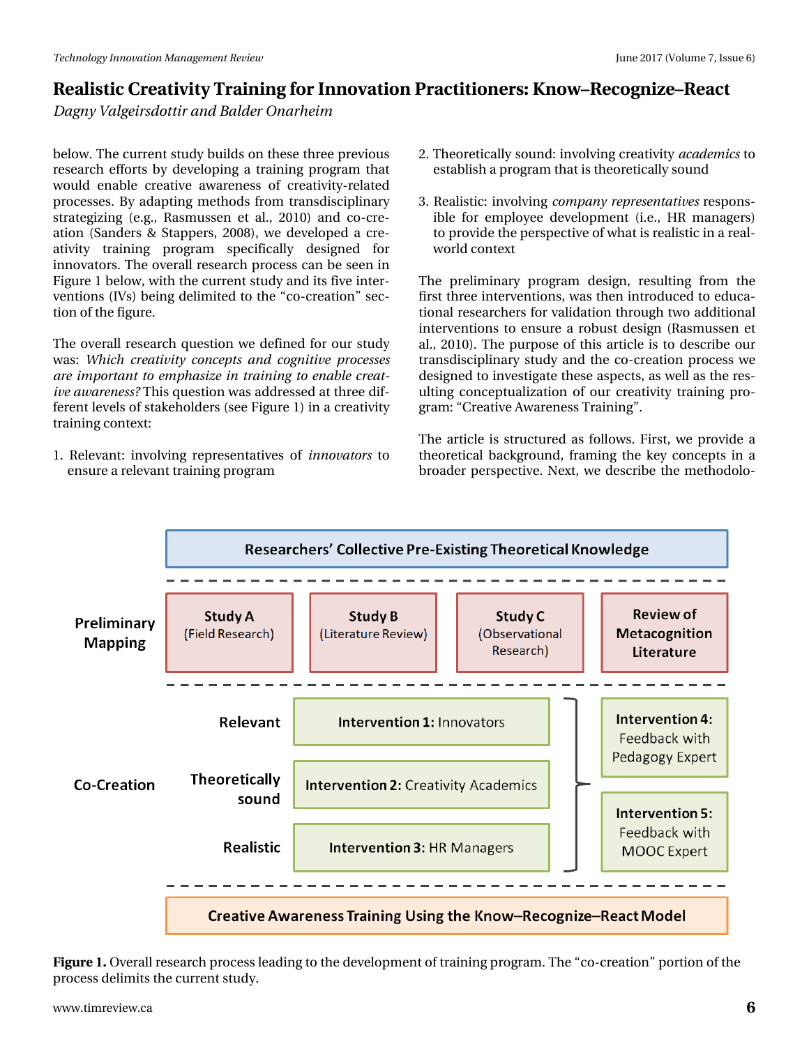below. The current study builds on these three previous research efforts by developing a training program that would enable creative awareness of creativity-related processes. By adapting methods from transdisciplinary strategizing (e.g., Rasmussen et al., 2010) and co-creation (Sanders & Stappers, 2008), we developed a creativity training program specifically designed for innovators. The overall research process can be seen in Figure 1 below, with the current study and its five interventions (IVs) being delimited to the "co-creation" section of the figure.

The overall research question we defined for our study was: *Which creativity concepts and cognitive processes are important to emphasize in training to enable creative awareness?* This question was addressed at three different levels of stakeholders (see Figure 1) in a creativity training context:

1. Relevant: involving representatives of *innovators* to ensure a relevant training program
2. Theoretically sound: involving creativity *academics* to establish a program that is theoretically sound
3. Realistic: involving *company representatives* responsible for employee development (i.e., HR managers) to provide the perspective of what is realistic in a real-world context

The preliminary program design, resulting from the first three interventions, was then introduced to educational researchers for validation through two additional interventions to ensure a robust design (Rasmussen et al., 2010). The purpose of this article is to describe our transdisciplinary study and the co-creation process we designed to investigate these aspects, as well as the resulting conceptualization of our creativity training program: "Creative Awareness Training".

The article is structured as follows. First, we provide a theoretical background, framing the key concepts in a broader perspective. Next, we describe the methodolo-

Researchers' Collective Pre-Existing Theoretical Knowledge

Preliminary Mapping: Study A (Field Research) | Study B (Literature Review) | Study C (Observational Research) | Review of Metacognition Literature

Co-Creation:
- Relevant — Intervention 1: Innovators
- Theoretically sound — Intervention 2: Creativity Academics
- Realistic — Intervention 3: HR Managers
- Intervention 4: Feedback with Pedagogy Expert
- Intervention 5: Feedback with MOOC Expert

Creative Awareness Training Using the Know–Recognize–React Model

**Figure 1.** Overall research process leading to the development of training program. The "co-creation" portion of the process delimits the current study.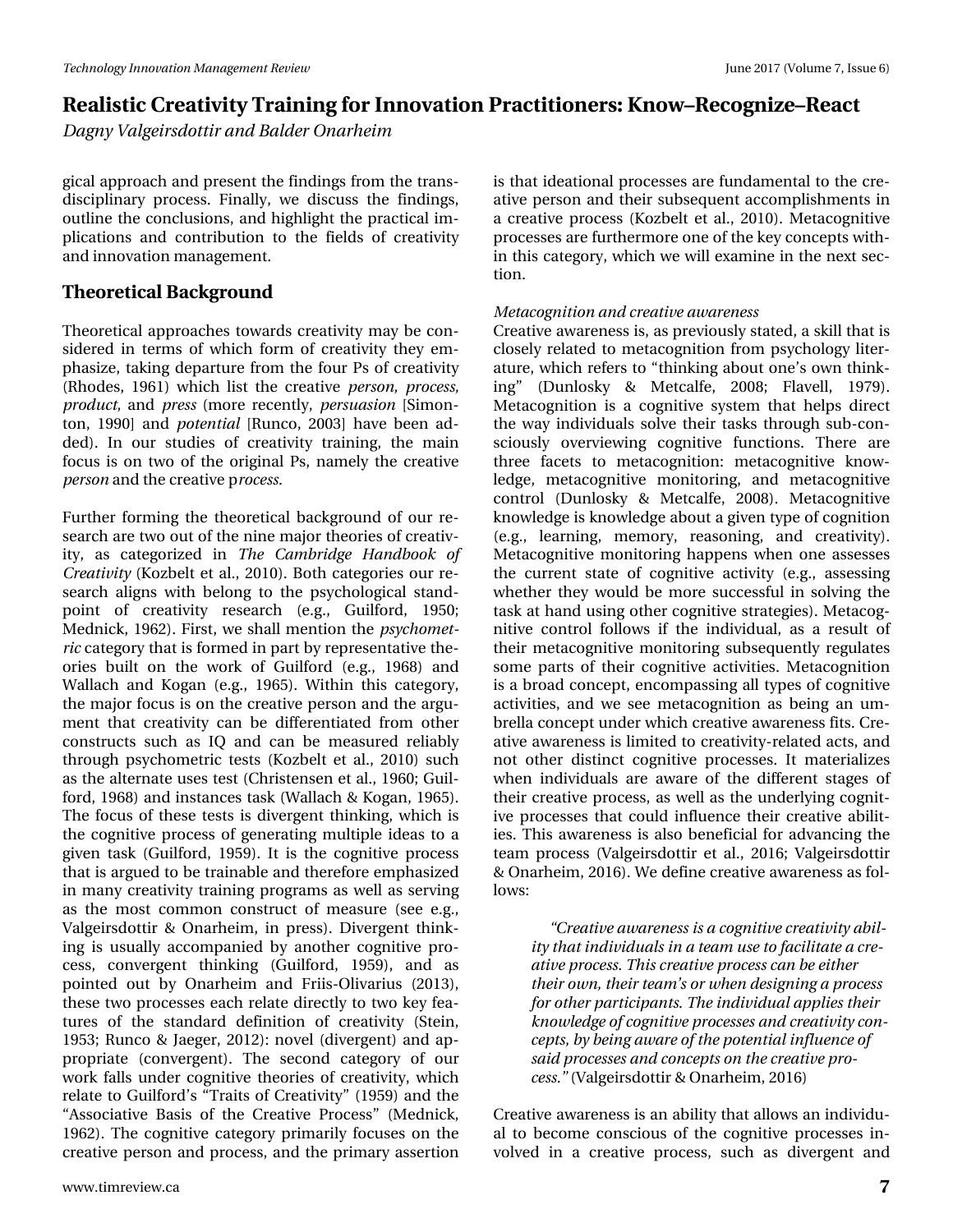gical approach and present the findings from the transdisciplinary process. Finally, we discuss the findings, outline the conclusions, and highlight the practical implications and contribution to the fields of creativity and innovation management.

## Theoretical Background

Theoretical approaches towards creativity may be considered in terms of which form of creativity they emphasize, taking departure from the four Ps of creativity (Rhodes, 1961) which list the creative *person, process, product,* and *press* (more recently, *persuasion* [Simonton, 1990] and *potential* [Runco, 2003] have been added). In our studies of creativity training, the main focus is on two of the original Ps, namely the creative *person* and the creative p*rocess.*

Further forming the theoretical background of our research are two out of the nine major theories of creativity, as categorized in *The Cambridge Handbook of Creativity* (Kozbelt et al., 2010). Both categories our research aligns with belong to the psychological standpoint of creativity research (e.g., Guilford, 1950; Mednick, 1962). First, we shall mention the *psychometric* category that is formed in part by representative theories built on the work of Guilford (e.g., 1968) and Wallach and Kogan (e.g., 1965). Within this category, the major focus is on the creative person and the argument that creativity can be differentiated from other constructs such as IQ and can be measured reliably through psychometric tests (Kozbelt et al., 2010) such as the alternate uses test (Christensen et al., 1960; Guilford, 1968) and instances task (Wallach & Kogan, 1965). The focus of these tests is divergent thinking, which is the cognitive process of generating multiple ideas to a given task (Guilford, 1959). It is the cognitive process that is argued to be trainable and therefore emphasized in many creativity training programs as well as serving as the most common construct of measure (see e.g., Valgeirsdottir & Onarheim, in press). Divergent thinking is usually accompanied by another cognitive process, convergent thinking (Guilford, 1959), and as pointed out by Onarheim and Friis-Olivarius (2013), these two processes each relate directly to two key features of the standard definition of creativity (Stein, 1953; Runco & Jaeger, 2012): novel (divergent) and appropriate (convergent). The second category of our work falls under cognitive theories of creativity, which relate to Guilford's "Traits of Creativity" (1959) and the "Associative Basis of the Creative Process" (Mednick, 1962). The cognitive category primarily focuses on the creative person and process, and the primary assertion is that ideational processes are fundamental to the creative person and their subsequent accomplishments in a creative process (Kozbelt et al., 2010). Metacognitive processes are furthermore one of the key concepts within this category, which we will examine in the next section.

### *Metacognition and creative awareness*

Creative awareness is, as previously stated, a skill that is closely related to metacognition from psychology literature, which refers to "thinking about one's own thinking" (Dunlosky & Metcalfe, 2008; Flavell, 1979). Metacognition is a cognitive system that helps direct the way individuals solve their tasks through sub-consciously overviewing cognitive functions. There are three facets to metacognition: metacognitive knowledge, metacognitive monitoring, and metacognitive control (Dunlosky & Metcalfe, 2008). Metacognitive knowledge is knowledge about a given type of cognition (e.g., learning, memory, reasoning, and creativity). Metacognitive monitoring happens when one assesses the current state of cognitive activity (e.g., assessing whether they would be more successful in solving the task at hand using other cognitive strategies). Metacognitive control follows if the individual, as a result of their metacognitive monitoring subsequently regulates some parts of their cognitive activities. Metacognition is a broad concept, encompassing all types of cognitive activities, and we see metacognition as being an umbrella concept under which creative awareness fits. Creative awareness is limited to creativity-related acts, and not other distinct cognitive processes. It materializes when individuals are aware of the different stages of their creative process, as well as the underlying cognitive processes that could influence their creative abilities. This awareness is also beneficial for advancing the team process (Valgeirsdottir et al., 2016; Valgeirsdottir & Onarheim, 2016). We define creative awareness as follows:

> *"Creative awareness is a cognitive creativity ability that individuals in a team use to facilitate a creative process. This creative process can be either their own, their team's or when designing a process for other participants. The individual applies their knowledge of cognitive processes and creativity concepts, by being aware of the potential influence of said processes and concepts on the creative process."* (Valgeirsdottir & Onarheim, 2016)

Creative awareness is an ability that allows an individual to become conscious of the cognitive processes involved in a creative process, such as divergent and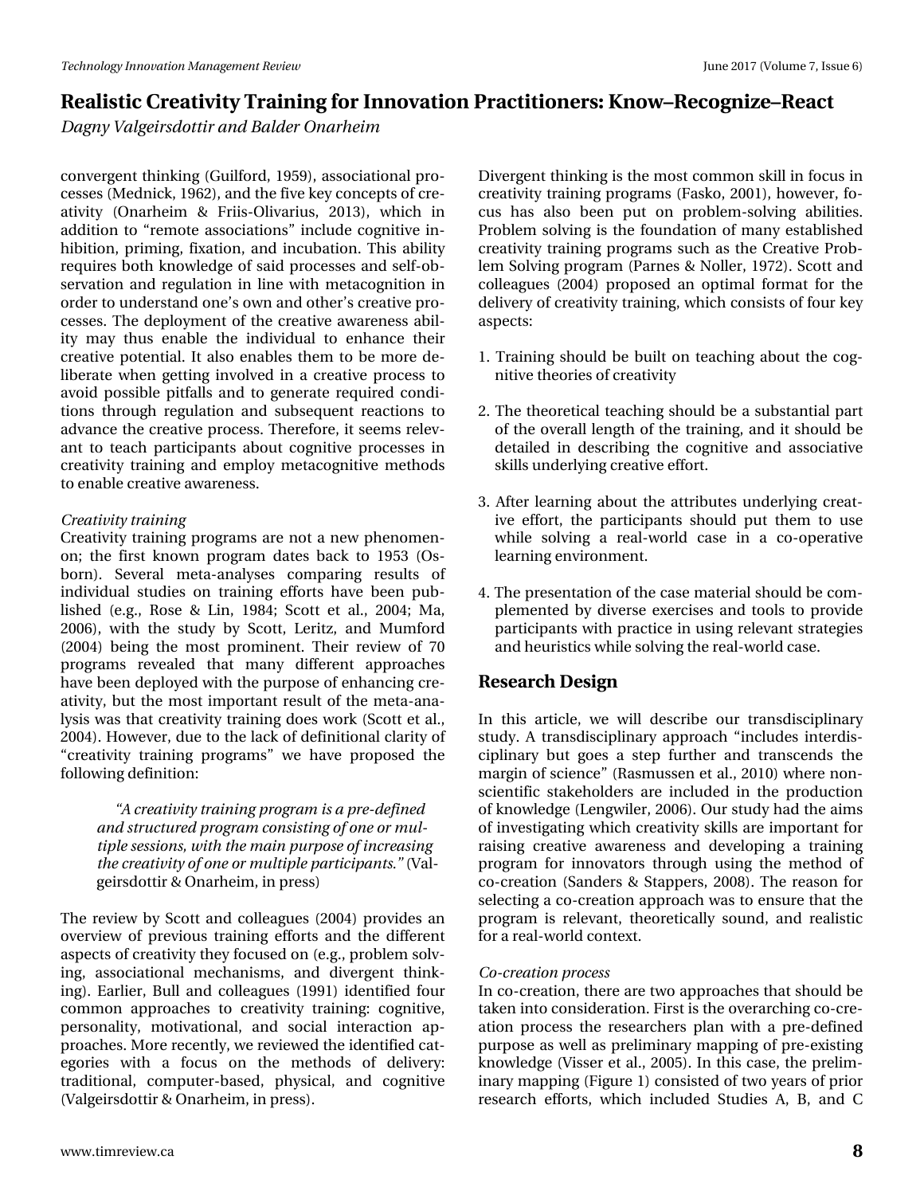convergent thinking (Guilford, 1959), associational processes (Mednick, 1962), and the five key concepts of creativity (Onarheim & Friis-Olivarius, 2013), which in addition to "remote associations" include cognitive inhibition, priming, fixation, and incubation. This ability requires both knowledge of said processes and self-observation and regulation in line with metacognition in order to understand one's own and other's creative processes. The deployment of the creative awareness ability may thus enable the individual to enhance their creative potential. It also enables them to be more deliberate when getting involved in a creative process to avoid possible pitfalls and to generate required conditions through regulation and subsequent reactions to advance the creative process. Therefore, it seems relevant to teach participants about cognitive processes in creativity training and employ metacognitive methods to enable creative awareness.

*Creativity training*

Creativity training programs are not a new phenomenon; the first known program dates back to 1953 (Osborn). Several meta-analyses comparing results of individual studies on training efforts have been published (e.g., Rose & Lin, 1984; Scott et al., 2004; Ma, 2006), with the study by Scott, Leritz, and Mumford (2004) being the most prominent. Their review of 70 programs revealed that many different approaches have been deployed with the purpose of enhancing creativity, but the most important result of the meta-analysis was that creativity training does work (Scott et al., 2004). However, due to the lack of definitional clarity of "creativity training programs" we have proposed the following definition:

> *"A creativity training program is a pre-defined and structured program consisting of one or multiple sessions, with the main purpose of increasing the creativity of one or multiple participants."* (Valgeirsdottir & Onarheim, in press)

The review by Scott and colleagues (2004) provides an overview of previous training efforts and the different aspects of creativity they focused on (e.g., problem solving, associational mechanisms, and divergent thinking). Earlier, Bull and colleagues (1991) identified four common approaches to creativity training: cognitive, personality, motivational, and social interaction approaches. More recently, we reviewed the identified categories with a focus on the methods of delivery: traditional, computer-based, physical, and cognitive (Valgeirsdottir & Onarheim, in press).

Divergent thinking is the most common skill in focus in creativity training programs (Fasko, 2001), however, focus has also been put on problem-solving abilities. Problem solving is the foundation of many established creativity training programs such as the Creative Problem Solving program (Parnes & Noller, 1972). Scott and colleagues (2004) proposed an optimal format for the delivery of creativity training, which consists of four key aspects:

1. Training should be built on teaching about the cognitive theories of creativity

2. The theoretical teaching should be a substantial part of the overall length of the training, and it should be detailed in describing the cognitive and associative skills underlying creative effort.

3. After learning about the attributes underlying creative effort, the participants should put them to use while solving a real-world case in a co-operative learning environment.

4. The presentation of the case material should be complemented by diverse exercises and tools to provide participants with practice in using relevant strategies and heuristics while solving the real-world case.

## Research Design

In this article, we will describe our transdisciplinary study. A transdisciplinary approach "includes interdisciplinary but goes a step further and transcends the margin of science" (Rasmussen et al., 2010) where non-scientific stakeholders are included in the production of knowledge (Lengwiler, 2006). Our study had the aims of investigating which creativity skills are important for raising creative awareness and developing a training program for innovators through using the method of co-creation (Sanders & Stappers, 2008). The reason for selecting a co-creation approach was to ensure that the program is relevant, theoretically sound, and realistic for a real-world context.

*Co-creation process*

In co-creation, there are two approaches that should be taken into consideration. First is the overarching co-creation process the researchers plan with a pre-defined purpose as well as preliminary mapping of pre-existing knowledge (Visser et al., 2005). In this case, the preliminary mapping (Figure 1) consisted of two years of prior research efforts, which included Studies A, B, and C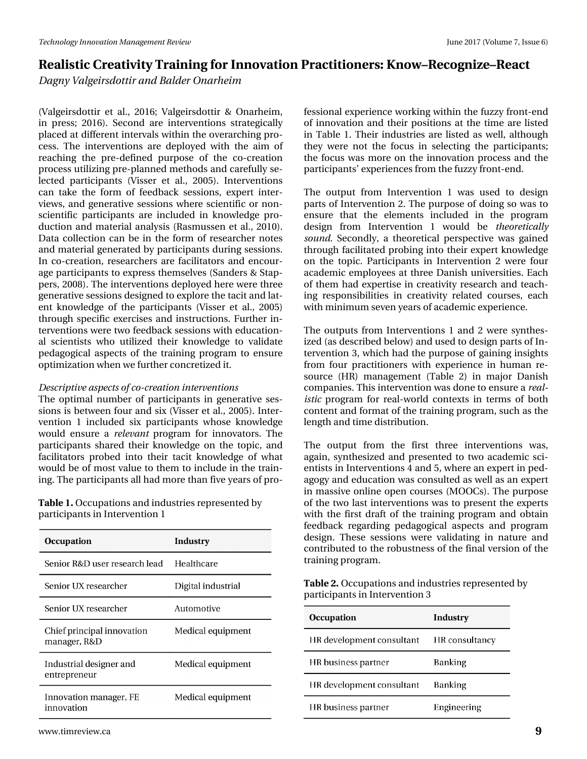(Valgeirsdottir et al., 2016; Valgeirsdottir & Onarheim, in press; 2016). Second are interventions strategically placed at different intervals within the overarching process. The interventions are deployed with the aim of reaching the pre-defined purpose of the co-creation process utilizing pre-planned methods and carefully selected participants (Visser et al., 2005). Interventions can take the form of feedback sessions, expert interviews, and generative sessions where scientific or non-scientific participants are included in knowledge production and material analysis (Rasmussen et al., 2010). Data collection can be in the form of researcher notes and material generated by participants during sessions. In co-creation, researchers are facilitators and encourage participants to express themselves (Sanders & Stappers, 2008). The interventions deployed here were three generative sessions designed to explore the tacit and latent knowledge of the participants (Visser et al., 2005) through specific exercises and instructions. Further interventions were two feedback sessions with educational scientists who utilized their knowledge to validate pedagogical aspects of the training program to ensure optimization when we further concretized it.

*Descriptive aspects of co-creation interventions*

The optimal number of participants in generative sessions is between four and six (Visser et al., 2005). Intervention 1 included six participants whose knowledge would ensure a *relevant* program for innovators. The participants shared their knowledge on the topic, and facilitators probed into their tacit knowledge of what would be of most value to them to include in the training. The participants all had more than five years of professional experience working within the fuzzy front-end of innovation and their positions at the time are listed in Table 1. Their industries are listed as well, although they were not the focus in selecting the participants; the focus was more on the innovation process and the participants' experiences from the fuzzy front-end.

**Table 1.** Occupations and industries represented by participants in Intervention 1

| Occupation | Industry |
| --- | --- |
| Senior R&D user research lead | Healthcare |
| Senior UX researcher | Digital industrial |
| Senior UX researcher | Automotive |
| Chief principal innovation manager, R&D | Medical equipment |
| Industrial designer and entrepreneur | Medical equipment |
| Innovation manager, FE innovation | Medical equipment |

The output from Intervention 1 was used to design parts of Intervention 2. The purpose of doing so was to ensure that the elements included in the program design from Intervention 1 would be *theoretically sound*. Secondly, a theoretical perspective was gained through facilitated probing into their expert knowledge on the topic. Participants in Intervention 2 were four academic employees at three Danish universities. Each of them had expertise in creativity research and teaching responsibilities in creativity related courses, each with minimum seven years of academic experience.

The outputs from Interventions 1 and 2 were synthesized (as described below) and used to design parts of Intervention 3, which had the purpose of gaining insights from four practitioners with experience in human resource (HR) management (Table 2) in major Danish companies. This intervention was done to ensure a *realistic* program for real-world contexts in terms of both content and format of the training program, such as the length and time distribution.

The output from the first three interventions was, again, synthesized and presented to two academic scientists in Interventions 4 and 5, where an expert in pedagogy and education was consulted as well as an expert in massive online open courses (MOOCs). The purpose of the two last interventions was to present the experts with the first draft of the training program and obtain feedback regarding pedagogical aspects and program design. These sessions were validating in nature and contributed to the robustness of the final version of the training program.

**Table 2.** Occupations and industries represented by participants in Intervention 3

| Occupation | Industry |
| --- | --- |
| HR development consultant | HR consultancy |
| HR business partner | Banking |
| HR development consultant | Banking |
| HR business partner | Engineering |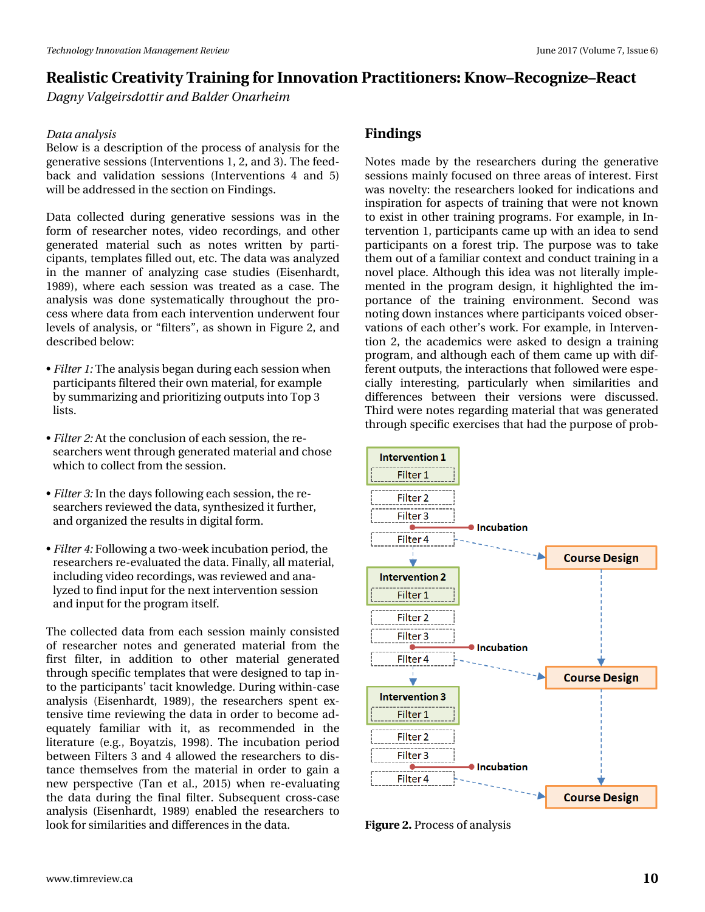*Data analysis*
Below is a description of the process of analysis for the generative sessions (Interventions 1, 2, and 3). The feedback and validation sessions (Interventions 4 and 5) will be addressed in the section on Findings.

Data collected during generative sessions was in the form of researcher notes, video recordings, and other generated material such as notes written by participants, templates filled out, etc. The data was analyzed in the manner of analyzing case studies (Eisenhardt, 1989), where each session was treated as a case. The analysis was done systematically throughout the process where data from each intervention underwent four levels of analysis, or “filters”, as shown in Figure 2, and described below:

- *Filter 1:* The analysis began during each session when participants filtered their own material, for example by summarizing and prioritizing outputs into Top 3 lists.

- *Filter 2:* At the conclusion of each session, the researchers went through generated material and chose which to collect from the session.

- *Filter 3:* In the days following each session, the researchers reviewed the data, synthesized it further, and organized the results in digital form.

- *Filter 4:* Following a two-week incubation period, the researchers re-evaluated the data. Finally, all material, including video recordings, was reviewed and analyzed to find input for the next intervention session and input for the program itself.

The collected data from each session mainly consisted of researcher notes and generated material from the first filter, in addition to other material generated through specific templates that were designed to tap into the participants’ tacit knowledge. During within-case analysis (Eisenhardt, 1989), the researchers spent extensive time reviewing the data in order to become adequately familiar with it, as recommended in the literature (e.g., Boyatzis, 1998). The incubation period between Filters 3 and 4 allowed the researchers to distance themselves from the material in order to gain a new perspective (Tan et al., 2015) when re-evaluating the data during the final filter. Subsequent cross-case analysis (Eisenhardt, 1989) enabled the researchers to look for similarities and differences in the data.

## Findings

Notes made by the researchers during the generative sessions mainly focused on three areas of interest. First was novelty: the researchers looked for indications and inspiration for aspects of training that were not known to exist in other training programs. For example, in Intervention 1, participants came up with an idea to send participants on a forest trip. The purpose was to take them out of a familiar context and conduct training in a novel place. Although this idea was not literally implemented in the program design, it highlighted the importance of the training environment. Second was noting down instances where participants voiced observations of each other’s work. For example, in Intervention 2, the academics were asked to design a training program, and although each of them came up with different outputs, the interactions that followed were especially interesting, particularly when similarities and differences between their versions were discussed. Third were notes regarding material that was generated through specific exercises that had the purpose of prob-

Intervention 1
Filter 1
Filter 2
Filter 3
Incubation
Filter 4
Course Design

Intervention 2
Filter 1
Filter 2
Filter 3
Incubation
Filter 4
Course Design

Intervention 3
Filter 1
Filter 2
Filter 3
Incubation
Filter 4
Course Design

**Figure 2.** Process of analysis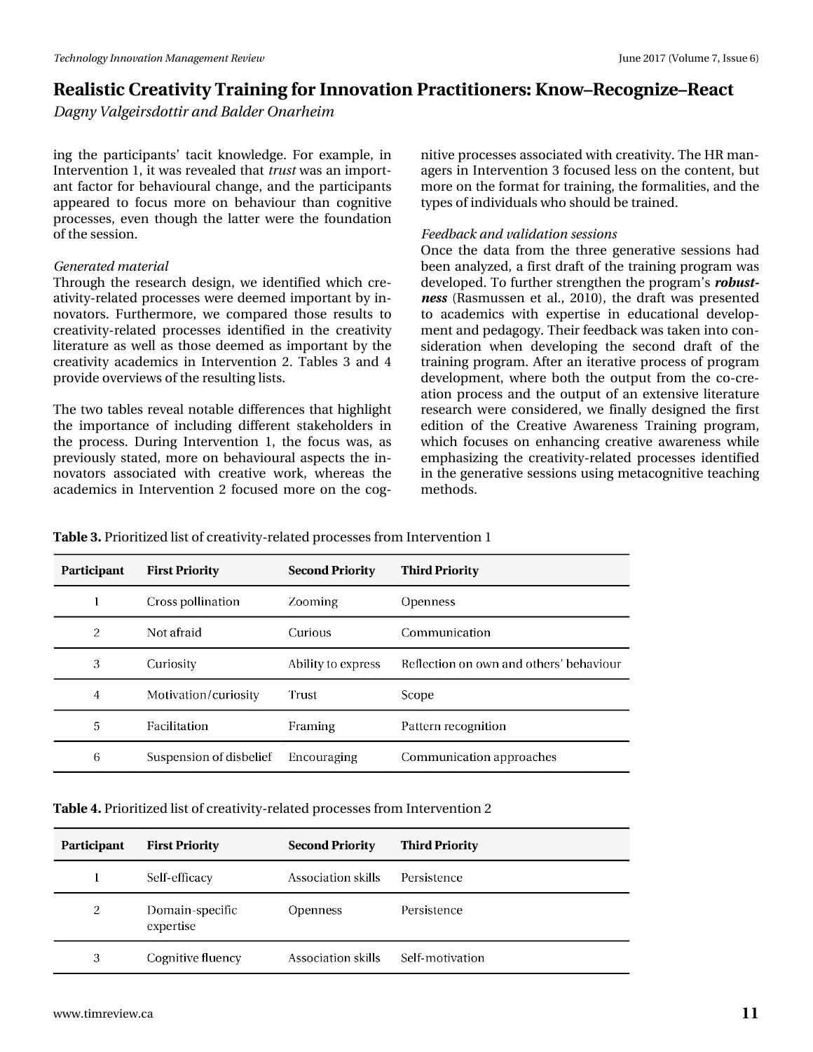ing the participants' tacit knowledge. For example, in Intervention 1, it was revealed that *trust* was an important factor for behavioural change, and the participants appeared to focus more on behaviour than cognitive processes, even though the latter were the foundation of the session.

*Generated material*

Through the research design, we identified which creativity-related processes were deemed important by innovators. Furthermore, we compared those results to creativity-related processes identified in the creativity literature as well as those deemed as important by the creativity academics in Intervention 2. Tables 3 and 4 provide overviews of the resulting lists.

The two tables reveal notable differences that highlight the importance of including different stakeholders in the process. During Intervention 1, the focus was, as previously stated, more on behavioural aspects the innovators associated with creative work, whereas the academics in Intervention 2 focused more on the cognitive processes associated with creativity. The HR managers in Intervention 3 focused less on the content, but more on the format for training, the formalities, and the types of individuals who should be trained.

*Feedback and validation sessions*

Once the data from the three generative sessions had been analyzed, a first draft of the training program was developed. To further strengthen the program's ***robustness*** (Rasmussen et al., 2010), the draft was presented to academics with expertise in educational development and pedagogy. Their feedback was taken into consideration when developing the second draft of the training program. After an iterative process of program development, where both the output from the co-creation process and the output of an extensive literature research were considered, we finally designed the first edition of the Creative Awareness Training program, which focuses on enhancing creative awareness while emphasizing the creativity-related processes identified in the generative sessions using metacognitive teaching methods.

**Table 3.** Prioritized list of creativity-related processes from Intervention 1

| Participant | First Priority | Second Priority | Third Priority |
|---|---|---|---|
| 1 | Cross pollination | Zooming | Openness |
| 2 | Not afraid | Curious | Communication |
| 3 | Curiosity | Ability to express | Reflection on own and others' behaviour |
| 4 | Motivation/curiosity | Trust | Scope |
| 5 | Facilitation | Framing | Pattern recognition |
| 6 | Suspension of disbelief | Encouraging | Communication approaches |

**Table 4.** Prioritized list of creativity-related processes from Intervention 2

| Participant | First Priority | Second Priority | Third Priority |
|---|---|---|---|
| 1 | Self-efficacy | Association skills | Persistence |
| 2 | Domain-specific expertise | Openness | Persistence |
| 3 | Cognitive fluency | Association skills | Self-motivation |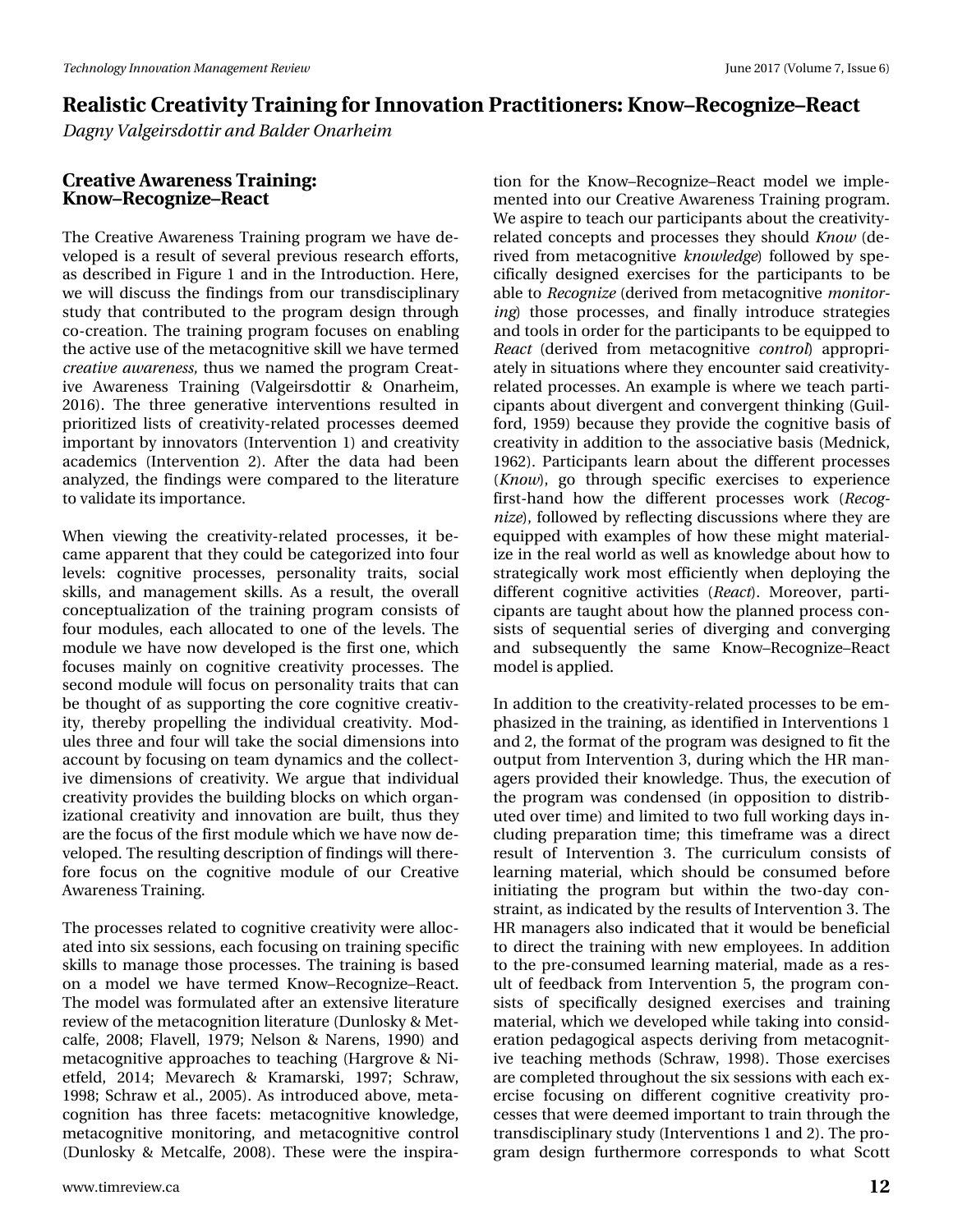### Creative Awareness Training: Know–Recognize–React

The Creative Awareness Training program we have developed is a result of several previous research efforts, as described in Figure 1 and in the Introduction. Here, we will discuss the findings from our transdisciplinary study that contributed to the program design through co-creation. The training program focuses on enabling the active use of the metacognitive skill we have termed *creative awareness,* thus we named the program Creative Awareness Training (Valgeirsdottir & Onarheim, 2016). The three generative interventions resulted in prioritized lists of creativity-related processes deemed important by innovators (Intervention 1) and creativity academics (Intervention 2). After the data had been analyzed, the findings were compared to the literature to validate its importance.

When viewing the creativity-related processes, it became apparent that they could be categorized into four levels: cognitive processes, personality traits, social skills, and management skills. As a result, the overall conceptualization of the training program consists of four modules, each allocated to one of the levels. The module we have now developed is the first one, which focuses mainly on cognitive creativity processes. The second module will focus on personality traits that can be thought of as supporting the core cognitive creativity, thereby propelling the individual creativity. Modules three and four will take the social dimensions into account by focusing on team dynamics and the collective dimensions of creativity. We argue that individual creativity provides the building blocks on which organizational creativity and innovation are built, thus they are the focus of the first module which we have now developed. The resulting description of findings will therefore focus on the cognitive module of our Creative Awareness Training.

The processes related to cognitive creativity were allocated into six sessions, each focusing on training specific skills to manage those processes. The training is based on a model we have termed Know–Recognize–React. The model was formulated after an extensive literature review of the metacognition literature (Dunlosky & Metcalfe, 2008; Flavell, 1979; Nelson & Narens, 1990) and metacognitive approaches to teaching (Hargrove & Nietfeld, 2014; Mevarech & Kramarski, 1997; Schraw, 1998; Schraw et al., 2005). As introduced above, metacognition has three facets: metacognitive knowledge, metacognitive monitoring, and metacognitive control (Dunlosky & Metcalfe, 2008). These were the inspiration for the Know–Recognize–React model we implemented into our Creative Awareness Training program. We aspire to teach our participants about the creativity-related concepts and processes they should *Know* (derived from metacognitive *knowledge*) followed by specifically designed exercises for the participants to be able to *Recognize* (derived from metacognitive *monitoring*) those processes, and finally introduce strategies and tools in order for the participants to be equipped to *React* (derived from metacognitive *control*) appropriately in situations where they encounter said creativity-related processes. An example is where we teach participants about divergent and convergent thinking (Guilford, 1959) because they provide the cognitive basis of creativity in addition to the associative basis (Mednick, 1962). Participants learn about the different processes (*Know*), go through specific exercises to experience first-hand how the different processes work (*Recognize*), followed by reflecting discussions where they are equipped with examples of how these might materialize in the real world as well as knowledge about how to strategically work most efficiently when deploying the different cognitive activities (*React*). Moreover, participants are taught about how the planned process consists of sequential series of diverging and converging and subsequently the same Know–Recognize–React model is applied.

In addition to the creativity-related processes to be emphasized in the training, as identified in Interventions 1 and 2, the format of the program was designed to fit the output from Intervention 3, during which the HR managers provided their knowledge. Thus, the execution of the program was condensed (in opposition to distributed over time) and limited to two full working days including preparation time; this timeframe was a direct result of Intervention 3. The curriculum consists of learning material, which should be consumed before initiating the program but within the two-day constraint, as indicated by the results of Intervention 3. The HR managers also indicated that it would be beneficial to direct the training with new employees. In addition to the pre-consumed learning material, made as a result of feedback from Intervention 5, the program consists of specifically designed exercises and training material, which we developed while taking into consideration pedagogical aspects deriving from metacognitive teaching methods (Schraw, 1998). Those exercises are completed throughout the six sessions with each exercise focusing on different cognitive creativity processes that were deemed important to train through the transdisciplinary study (Interventions 1 and 2). The program design furthermore corresponds to what Scott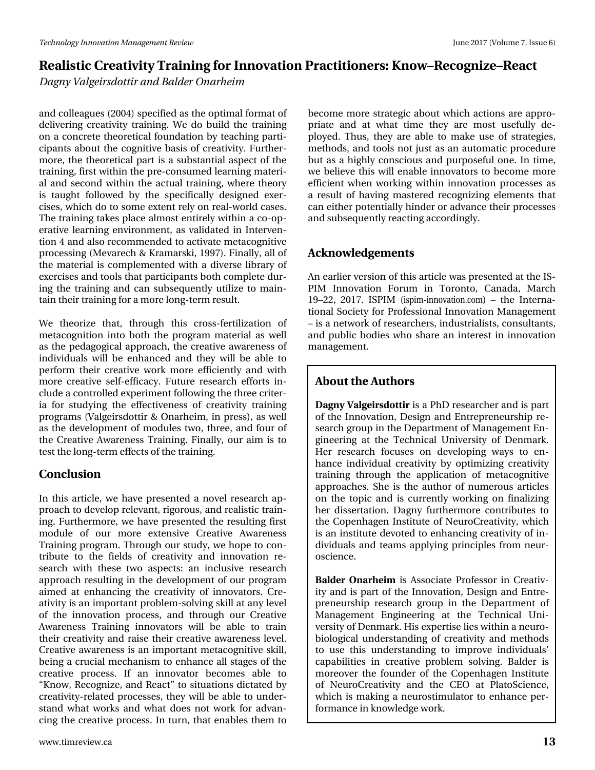and colleagues (2004) specified as the optimal format of delivering creativity training. We do build the training on a concrete theoretical foundation by teaching participants about the cognitive basis of creativity. Furthermore, the theoretical part is a substantial aspect of the training, first within the pre-consumed learning material and second within the actual training, where theory is taught followed by the specifically designed exercises, which do to some extent rely on real-world cases. The training takes place almost entirely within a co-operative learning environment, as validated in Intervention 4 and also recommended to activate metacognitive processing (Mevarech & Kramarski, 1997). Finally, all of the material is complemented with a diverse library of exercises and tools that participants both complete during the training and can subsequently utilize to maintain their training for a more long-term result.

We theorize that, through this cross-fertilization of metacognition into both the program material as well as the pedagogical approach, the creative awareness of individuals will be enhanced and they will be able to perform their creative work more efficiently and with more creative self-efficacy. Future research efforts include a controlled experiment following the three criteria for studying the effectiveness of creativity training programs (Valgeirsdottir & Onarheim, in press), as well as the development of modules two, three, and four of the Creative Awareness Training. Finally, our aim is to test the long-term effects of the training.

## Conclusion

In this article, we have presented a novel research approach to develop relevant, rigorous, and realistic training. Furthermore, we have presented the resulting first module of our more extensive Creative Awareness Training program. Through our study, we hope to contribute to the fields of creativity and innovation research with these two aspects: an inclusive research approach resulting in the development of our program aimed at enhancing the creativity of innovators. Creativity is an important problem-solving skill at any level of the innovation process, and through our Creative Awareness Training innovators will be able to train their creativity and raise their creative awareness level. Creative awareness is an important metacognitive skill, being a crucial mechanism to enhance all stages of the creative process. If an innovator becomes able to "Know, Recognize, and React" to situations dictated by creativity-related processes, they will be able to understand what works and what does not work for advancing the creative process. In turn, that enables them to become more strategic about which actions are appropriate and at what time they are most usefully deployed. Thus, they are able to make use of strategies, methods, and tools not just as an automatic procedure but as a highly conscious and purposeful one. In time, we believe this will enable innovators to become more efficient when working within innovation processes as a result of having mastered recognizing elements that can either potentially hinder or advance their processes and subsequently reacting accordingly.

## Acknowledgements

An earlier version of this article was presented at the ISPIM Innovation Forum in Toronto, Canada, March 19–22, 2017. ISPIM (ispim-innovation.com) – the International Society for Professional Innovation Management – is a network of researchers, industrialists, consultants, and public bodies who share an interest in innovation management.

## About the Authors

**Dagny Valgeirsdottir** is a PhD researcher and is part of the Innovation, Design and Entrepreneurship research group in the Department of Management Engineering at the Technical University of Denmark. Her research focuses on developing ways to enhance individual creativity by optimizing creativity training through the application of metacognitive approaches. She is the author of numerous articles on the topic and is currently working on finalizing her dissertation. Dagny furthermore contributes to the Copenhagen Institute of NeuroCreativity, which is an institute devoted to enhancing creativity of individuals and teams applying principles from neuroscience.

**Balder Onarheim** is Associate Professor in Creativity and is part of the Innovation, Design and Entrepreneurship research group in the Department of Management Engineering at the Technical University of Denmark. His expertise lies within a neurobiological understanding of creativity and methods to use this understanding to improve individuals' capabilities in creative problem solving. Balder is moreover the founder of the Copenhagen Institute of NeuroCreativity and the CEO at PlatoScience, which is making a neurostimulator to enhance performance in knowledge work.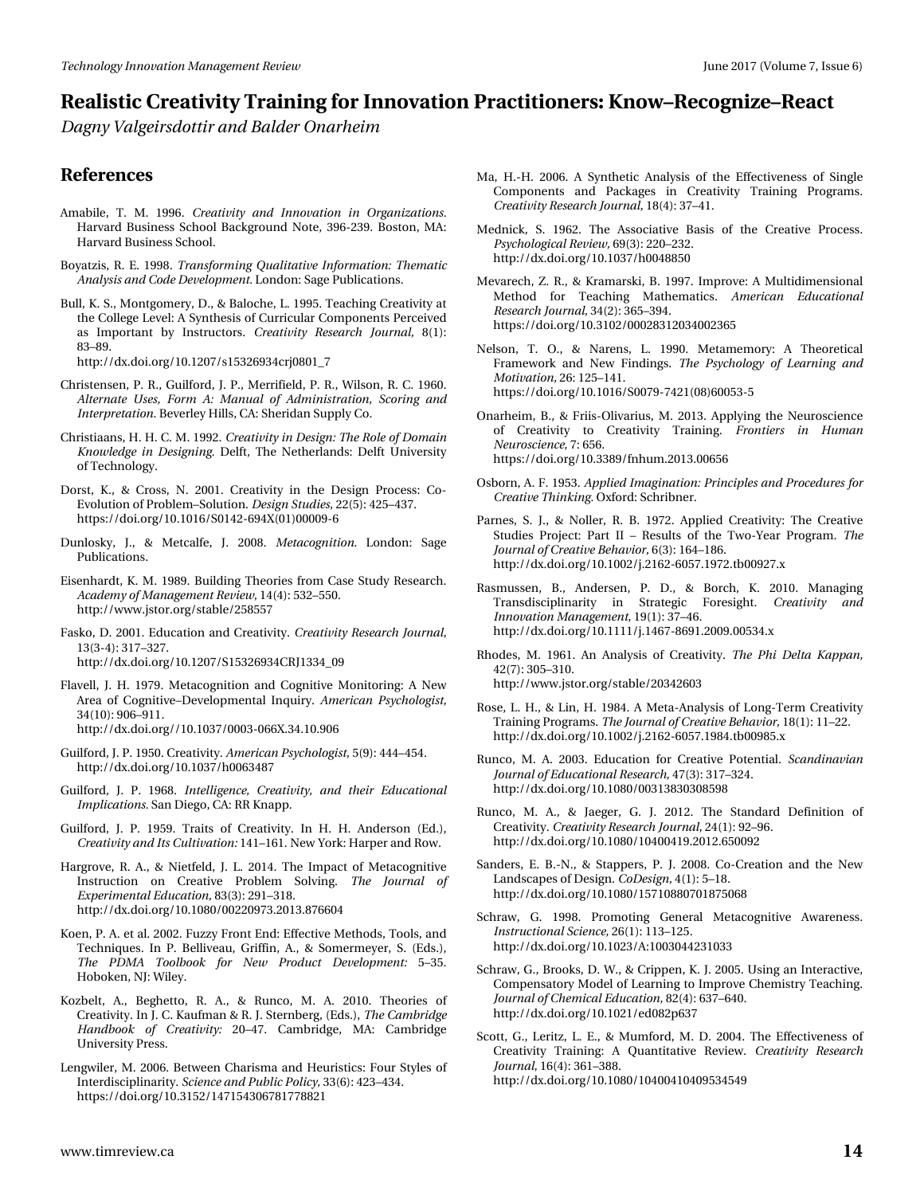## References

Amabile, T. M. 1996. *Creativity and Innovation in Organizations*. Harvard Business School Background Note, 396-239. Boston, MA: Harvard Business School.

Boyatzis, R. E. 1998. *Transforming Qualitative Information: Thematic Analysis and Code Development*. London: Sage Publications.

Bull, K. S., Montgomery, D., & Baloche, L. 1995. Teaching Creativity at the College Level: A Synthesis of Curricular Components Perceived as Important by Instructors. *Creativity Research Journal,* 8(1): 83–89. http://dx.doi.org/10.1207/s15326934crj0801_7

Christensen, P. R., Guilford, J. P., Merrifield, P. R., Wilson, R. C. 1960. *Alternate Uses, Form A: Manual of Administration, Scoring and Interpretation*. Beverley Hills, CA: Sheridan Supply Co.

Christiaans, H. H. C. M. 1992. *Creativity in Design: The Role of Domain Knowledge in Designing.* Delft, The Netherlands: Delft University of Technology.

Dorst, K., & Cross, N. 2001. Creativity in the Design Process: Co-Evolution of Problem–Solution. *Design Studies,* 22(5): 425–437. https://doi.org/10.1016/S0142-694X(01)00009-6

Dunlosky, J., & Metcalfe, J. 2008. *Metacognition*. London: Sage Publications.

Eisenhardt, K. M. 1989. Building Theories from Case Study Research. *Academy of Management Review,* 14(4): 532–550. http://www.jstor.org/stable/258557

Fasko, D. 2001. Education and Creativity. *Creativity Research Journal,* 13(3-4): 317–327. http://dx.doi.org/10.1207/S15326934CRJ1334_09

Flavell, J. H. 1979. Metacognition and Cognitive Monitoring: A New Area of Cognitive–Developmental Inquiry. *American Psychologist,* 34(10): 906–911. http://dx.doi.org//10.1037/0003-066X.34.10.906

Guilford, J. P. 1950. Creativity. *American Psychologist,* 5(9): 444–454. http://dx.doi.org/10.1037/h0063487

Guilford, J. P. 1968. *Intelligence, Creativity, and their Educational Implications*. San Diego, CA: RR Knapp.

Guilford, J. P. 1959. Traits of Creativity. In H. H. Anderson (Ed.), *Creativity and Its Cultivation:* 141–161. New York: Harper and Row.

Hargrove, R. A., & Nietfeld, J. L. 2014. The Impact of Metacognitive Instruction on Creative Problem Solving. *The Journal of Experimental Education,* 83(3): 291–318. http://dx.doi.org/10.1080/00220973.2013.876604

Koen, P. A. et al. 2002. Fuzzy Front End: Effective Methods, Tools, and Techniques. In P. Belliveau, Griffin, A., & Somermeyer, S. (Eds.), *The PDMA Toolbook for New Product Development:* 5–35. Hoboken, NJ: Wiley.

Kozbelt, A., Beghetto, R. A., & Runco, M. A. 2010. Theories of Creativity. In J. C. Kaufman & R. J. Sternberg, (Eds.), *The Cambridge Handbook of Creativity:* 20–47. Cambridge, MA: Cambridge University Press.

Lengwiler, M. 2006. Between Charisma and Heuristics: Four Styles of Interdisciplinarity. *Science and Public Policy,* 33(6): 423–434. https://doi.org/10.3152/147154306781778821

Ma, H.-H. 2006. A Synthetic Analysis of the Effectiveness of Single Components and Packages in Creativity Training Programs. *Creativity Research Journal,* 18(4): 37–41.

Mednick, S. 1962. The Associative Basis of the Creative Process. *Psychological Review,* 69(3): 220–232. http://dx.doi.org/10.1037/h0048850

Mevarech, Z. R., & Kramarski, B. 1997. Improve: A Multidimensional Method for Teaching Mathematics. *American Educational Research Journal,* 34(2): 365–394. https://doi.org/10.3102/00028312034002365

Nelson, T. O., & Narens, L. 1990. Metamemory: A Theoretical Framework and New Findings. *The Psychology of Learning and Motivation,* 26: 125–141. https://doi.org/10.1016/S0079-7421(08)60053-5

Onarheim, B., & Friis-Olivarius, M. 2013. Applying the Neuroscience of Creativity to Creativity Training. *Frontiers in Human Neuroscience,* 7: 656. https://doi.org/10.3389/fnhum.2013.00656

Osborn, A. F. 1953. *Applied Imagination: Principles and Procedures for Creative Thinking.* Oxford: Schribner.

Parnes, S. J., & Noller, R. B. 1972. Applied Creativity: The Creative Studies Project: Part II – Results of the Two-Year Program. *The Journal of Creative Behavior,* 6(3): 164–186. http://dx.doi.org/10.1002/j.2162-6057.1972.tb00927.x

Rasmussen, B., Andersen, P. D., & Borch, K. 2010. Managing Transdisciplinarity in Strategic Foresight. *Creativity and Innovation Management,* 19(1): 37–46. http://dx.doi.org/10.1111/j.1467-8691.2009.00534.x

Rhodes, M. 1961. An Analysis of Creativity. *The Phi Delta Kappan,* 42(7): 305–310. http://www.jstor.org/stable/20342603

Rose, L. H., & Lin, H. 1984. A Meta-Analysis of Long-Term Creativity Training Programs. *The Journal of Creative Behavior,* 18(1): 11–22. http://dx.doi.org/10.1002/j.2162-6057.1984.tb00985.x

Runco, M. A. 2003. Education for Creative Potential. *Scandinavian Journal of Educational Research,* 47(3): 317–324. http://dx.doi.org/10.1080/00313830308598

Runco, M. A., & Jaeger, G. J. 2012. The Standard Definition of Creativity. *Creativity Research Journal,* 24(1): 92–96. http://dx.doi.org/10.1080/10400419.2012.650092

Sanders, E. B.-N., & Stappers, P. J. 2008. Co-Creation and the New Landscapes of Design. *CoDesign,* 4(1): 5–18. http://dx.doi.org/10.1080/15710880701875068

Schraw, G. 1998. Promoting General Metacognitive Awareness. *Instructional Science,* 26(1): 113–125. http://dx.doi.org/10.1023/A:1003044231033

Schraw, G., Brooks, D. W., & Crippen, K. J. 2005. Using an Interactive, Compensatory Model of Learning to Improve Chemistry Teaching. *Journal of Chemical Education,* 82(4): 637–640. http://dx.doi.org/10.1021/ed082p637

Scott, G., Leritz, L. E., & Mumford, M. D. 2004. The Effectiveness of Creativity Training: A Quantitative Review. *Creativity Research Journal,* 16(4): 361–388. http://dx.doi.org/10.1080/10400410409534549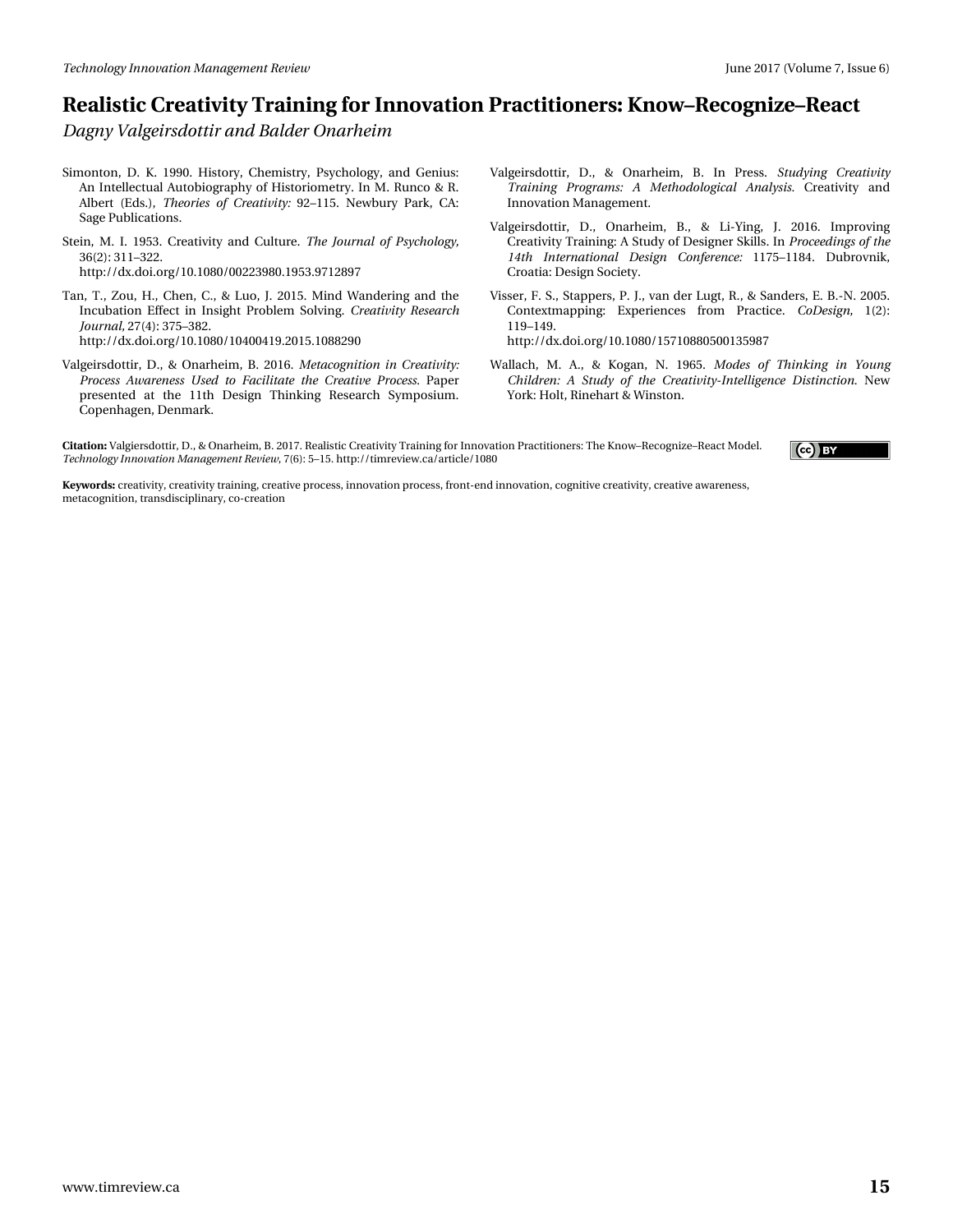Simonton, D. K. 1990. History, Chemistry, Psychology, and Genius: An Intellectual Autobiography of Historiometry. In M. Runco & R. Albert (Eds.), *Theories of Creativity:* 92–115. Newbury Park, CA: Sage Publications.

Stein, M. I. 1953. Creativity and Culture. *The Journal of Psychology,* 36(2): 311–322.
http://dx.doi.org/10.1080/00223980.1953.9712897

Tan, T., Zou, H., Chen, C., & Luo, J. 2015. Mind Wandering and the Incubation Effect in Insight Problem Solving. *Creativity Research Journal,* 27(4): 375–382.
http://dx.doi.org/10.1080/10400419.2015.1088290

Valgeirsdottir, D., & Onarheim, B. 2016. *Metacognition in Creativity: Process Awareness Used to Facilitate the Creative Process.* Paper presented at the 11th Design Thinking Research Symposium. Copenhagen, Denmark.

Valgeirsdottir, D., & Onarheim, B. In Press. *Studying Creativity Training Programs: A Methodological Analysis.* Creativity and Innovation Management.

Valgeirsdottir, D., Onarheim, B., & Li-Ying, J. 2016. Improving Creativity Training: A Study of Designer Skills. In *Proceedings of the 14th International Design Conference:* 1175–1184. Dubrovnik, Croatia: Design Society.

Visser, F. S., Stappers, P. J., van der Lugt, R., & Sanders, E. B.-N. 2005. Contextmapping: Experiences from Practice. *CoDesign,* 1(2): 119–149.
http://dx.doi.org/10.1080/15710880500135987

Wallach, M. A., & Kogan, N. 1965. *Modes of Thinking in Young Children: A Study of the Creativity-Intelligence Distinction.* New York: Holt, Rinehart & Winston.

**Citation:** Valgiersdottir, D., & Onarheim, B. 2017. Realistic Creativity Training for Innovation Practitioners: The Know–Recognize–React Model. *Technology Innovation Management Review,* 7(6): 5–15. http://timreview.ca/article/1080

**Keywords:** creativity, creativity training, creative process, innovation process, front-end innovation, cognitive creativity, creative awareness, metacognition, transdisciplinary, co-creation